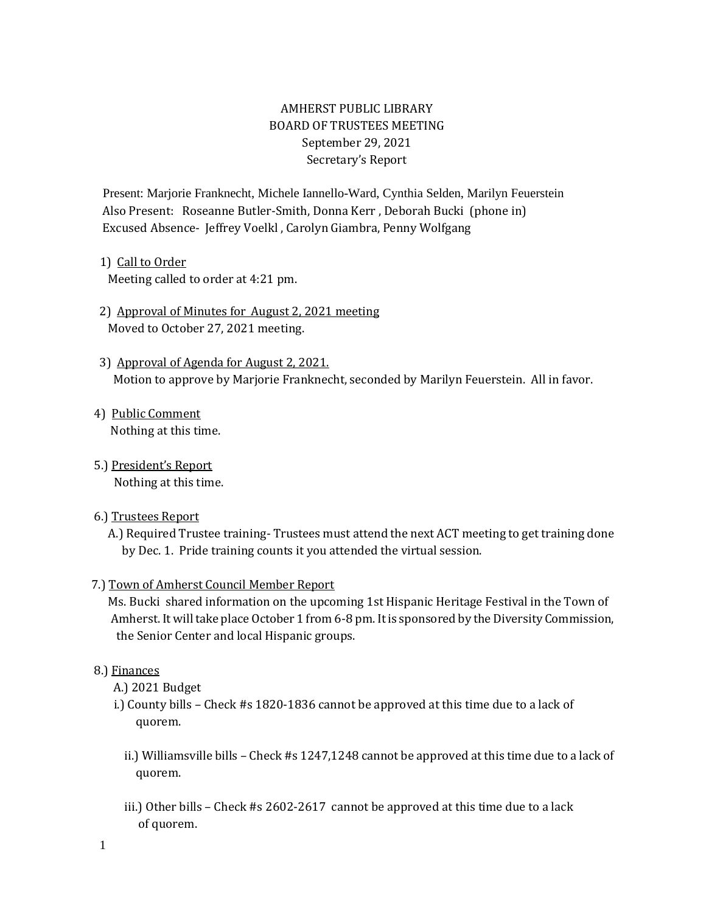# AMHERST PUBLIC LIBRARY
## BOARD OF TRUSTEES MEETING
### September 29, 2021
### Secretary's Report

Present: Marjorie Franknecht, Michele Iannello-Ward, Cynthia Selden, Marilyn Feuerstein
Also Present: Roseanne Butler-Smith, Donna Kerr , Deborah Bucki (phone in)
Excused Absence- Jeffrey Voelkl , Carolyn Giambra, Penny Wolfgang

1) <u>Call to Order</u>
Meeting called to order at 4:21 pm.

2) <u>Approval of Minutes for August 2, 2021 meeting</u>
Moved to October 27, 2021 meeting.

3) <u>Approval of Agenda for August 2, 2021.</u>
Motion to approve by Marjorie Franknecht, seconded by Marilyn Feuerstein. All in favor.

4) <u>Public Comment</u>
Nothing at this time.

5.) <u>President's Report</u>
Nothing at this time.

6.) <u>Trustees Report</u>
A.) Required Trustee training- Trustees must attend the next ACT meeting to get training done by Dec. 1. Pride training counts it you attended the virtual session.

7.) <u>Town of Amherst Council Member Report</u>
Ms. Bucki shared information on the upcoming 1st Hispanic Heritage Festival in the Town of Amherst. It will take place October 1 from 6-8 pm. It is sponsored by the Diversity Commission, the Senior Center and local Hispanic groups.

8.) <u>Finances</u>
A.) 2021 Budget
i.) County bills – Check #s 1820-1836 cannot be approved at this time due to a lack of quorem.

ii.) Williamsville bills – Check #s 1247,1248 cannot be approved at this time due to a lack of quorem.

iii.) Other bills – Check #s 2602-2617 cannot be approved at this time due to a lack of quorem.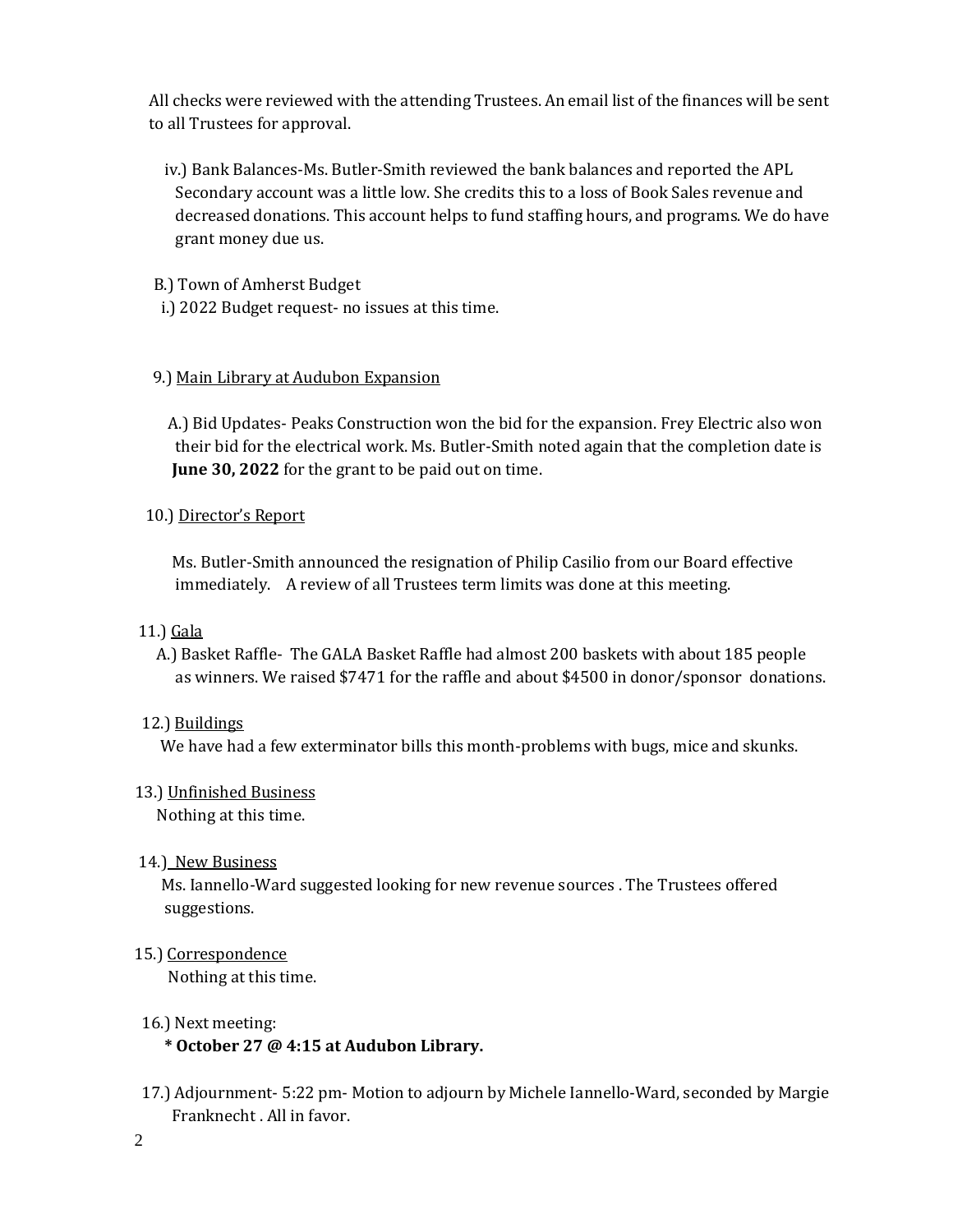All checks were reviewed with the attending Trustees. An email list of the finances will be sent to all Trustees for approval.

iv.) Bank Balances-Ms. Butler-Smith reviewed the bank balances and reported the APL Secondary account was a little low. She credits this to a loss of Book Sales revenue and decreased donations. This account helps to fund staffing hours, and programs. We do have grant money due us.

B.) Town of Amherst Budget

i.) 2022 Budget request- no issues at this time.

9.) Main Library at Audubon Expansion

A.) Bid Updates- Peaks Construction won the bid for the expansion. Frey Electric also won their bid for the electrical work. Ms. Butler-Smith noted again that the completion date is **June 30, 2022** for the grant to be paid out on time.

10.) Director's Report

Ms. Butler-Smith announced the resignation of Philip Casilio from our Board effective immediately. A review of all Trustees term limits was done at this meeting.

11.) Gala

A.) Basket Raffle- The GALA Basket Raffle had almost 200 baskets with about 185 people as winners. We raised $7471 for the raffle and about $4500 in donor/sponsor donations.

12.) Buildings

We have had a few exterminator bills this month-problems with bugs, mice and skunks.

13.) Unfinished Business

Nothing at this time.

14.) New Business

Ms. Iannello-Ward suggested looking for new revenue sources . The Trustees offered suggestions.

15.) Correspondence

Nothing at this time.

16.) Next meeting:

**\* October 27 @ 4:15 at Audubon Library.**

17.) Adjournment- 5:22 pm- Motion to adjourn by Michele Iannello-Ward, seconded by Margie Franknecht . All in favor.